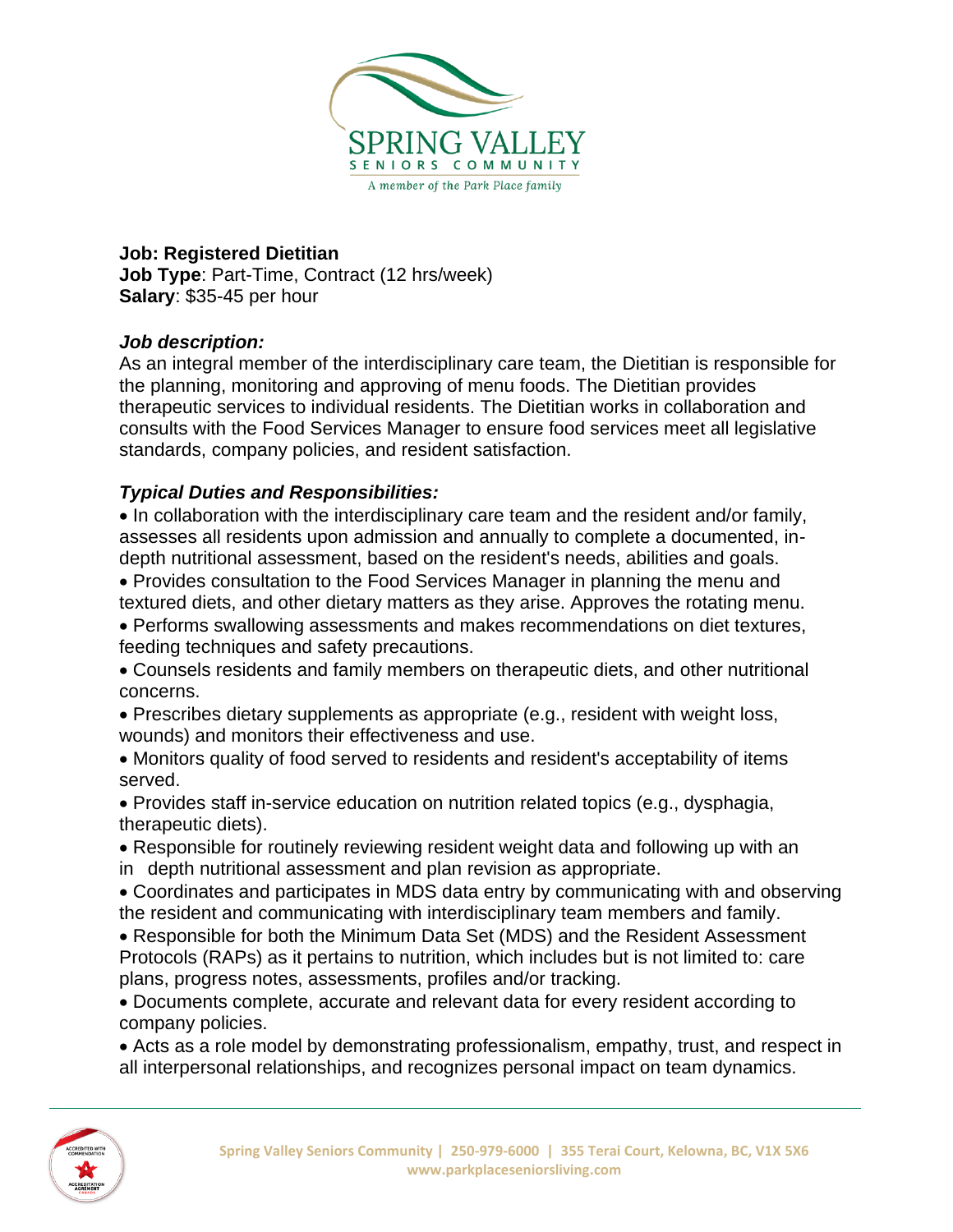SPRING VALLEY
SENIORS COMMUNITY
A member of the Park Place family

**Job: Registered Dietitian**
**Job Type**: Part-Time, Contract (12 hrs/week)
**Salary**: $35-45 per hour

***Job description:***

As an integral member of the interdisciplinary care team, the Dietitian is responsible for the planning, monitoring and approving of menu foods. The Dietitian provides therapeutic services to individual residents. The Dietitian works in collaboration and consults with the Food Services Manager to ensure food services meet all legislative standards, company policies, and resident satisfaction.

***Typical Duties and Responsibilities:***

- In collaboration with the interdisciplinary care team and the resident and/or family, assesses all residents upon admission and annually to complete a documented, in-depth nutritional assessment, based on the resident's needs, abilities and goals.
- Provides consultation to the Food Services Manager in planning the menu and textured diets, and other dietary matters as they arise. Approves the rotating menu.
- Performs swallowing assessments and makes recommendations on diet textures, feeding techniques and safety precautions.
- Counsels residents and family members on therapeutic diets, and other nutritional concerns.
- Prescribes dietary supplements as appropriate (e.g., resident with weight loss, wounds) and monitors their effectiveness and use.
- Monitors quality of food served to residents and resident's acceptability of items served.
- Provides staff in-service education on nutrition related topics (e.g., dysphagia, therapeutic diets).
- Responsible for routinely reviewing resident weight data and following up with an in depth nutritional assessment and plan revision as appropriate.
- Coordinates and participates in MDS data entry by communicating with and observing the resident and communicating with interdisciplinary team members and family.
- Responsible for both the Minimum Data Set (MDS) and the Resident Assessment Protocols (RAPs) as it pertains to nutrition, which includes but is not limited to: care plans, progress notes, assessments, profiles and/or tracking.
- Documents complete, accurate and relevant data for every resident according to company policies.
- Acts as a role model by demonstrating professionalism, empathy, trust, and respect in all interpersonal relationships, and recognizes personal impact on team dynamics.

Spring Valley Seniors Community | 250-979-6000 | 355 Terai Court, Kelowna, BC, V1X 5X6
www.parkplaceseniorsliving.com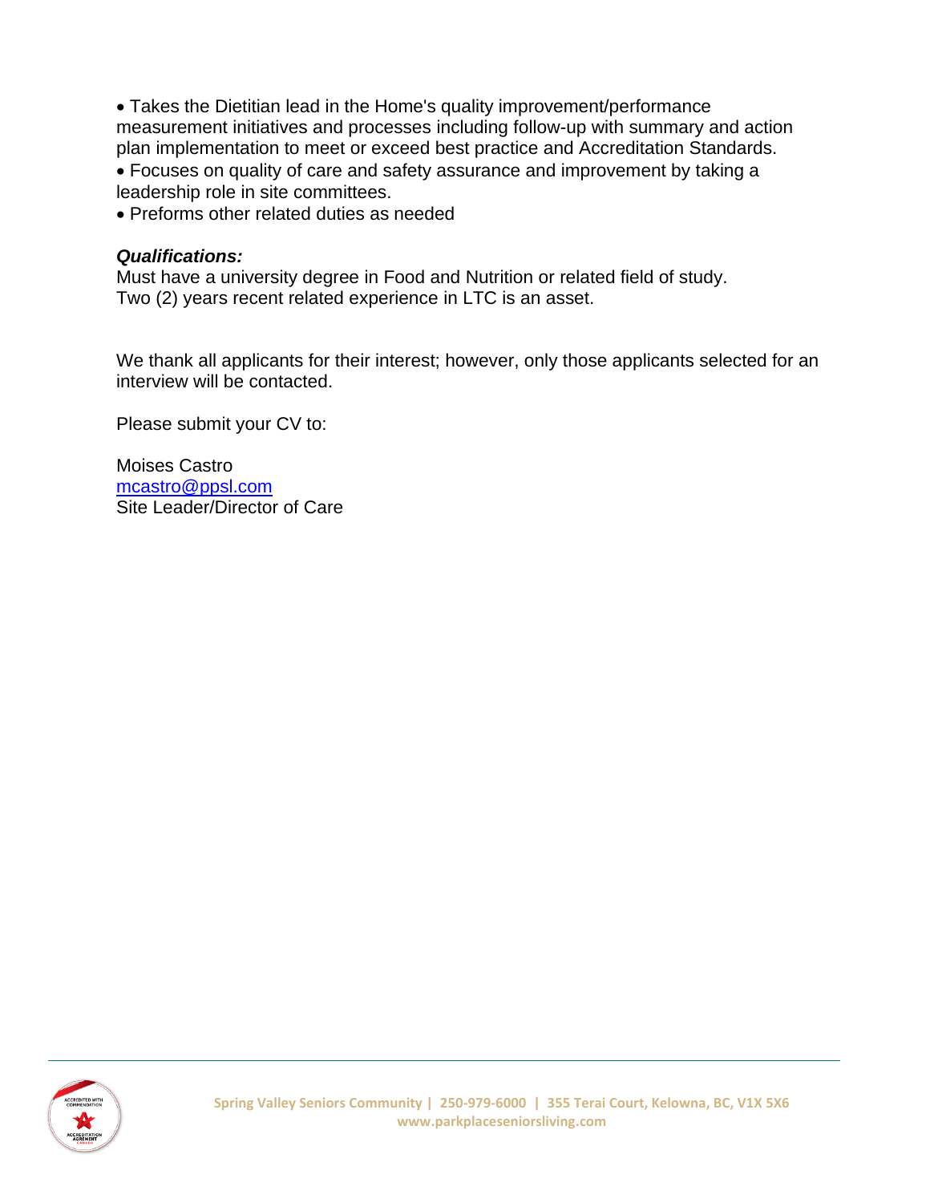- Takes the Dietitian lead in the Home's quality improvement/performance measurement initiatives and processes including follow-up with summary and action plan implementation to meet or exceed best practice and Accreditation Standards.
- Focuses on quality of care and safety assurance and improvement by taking a leadership role in site committees.
- Preforms other related duties as needed

***Qualifications:***

Must have a university degree in Food and Nutrition or related field of study.
Two (2) years recent related experience in LTC is an asset.

We thank all applicants for their interest; however, only those applicants selected for an interview will be contacted.

Please submit your CV to:

Moises Castro
mcastro@ppsl.com
Site Leader/Director of Care

Spring Valley Seniors Community | 250-979-6000 | 355 Terai Court, Kelowna, BC, V1X 5X6
www.parkplaceseniorsliving.com